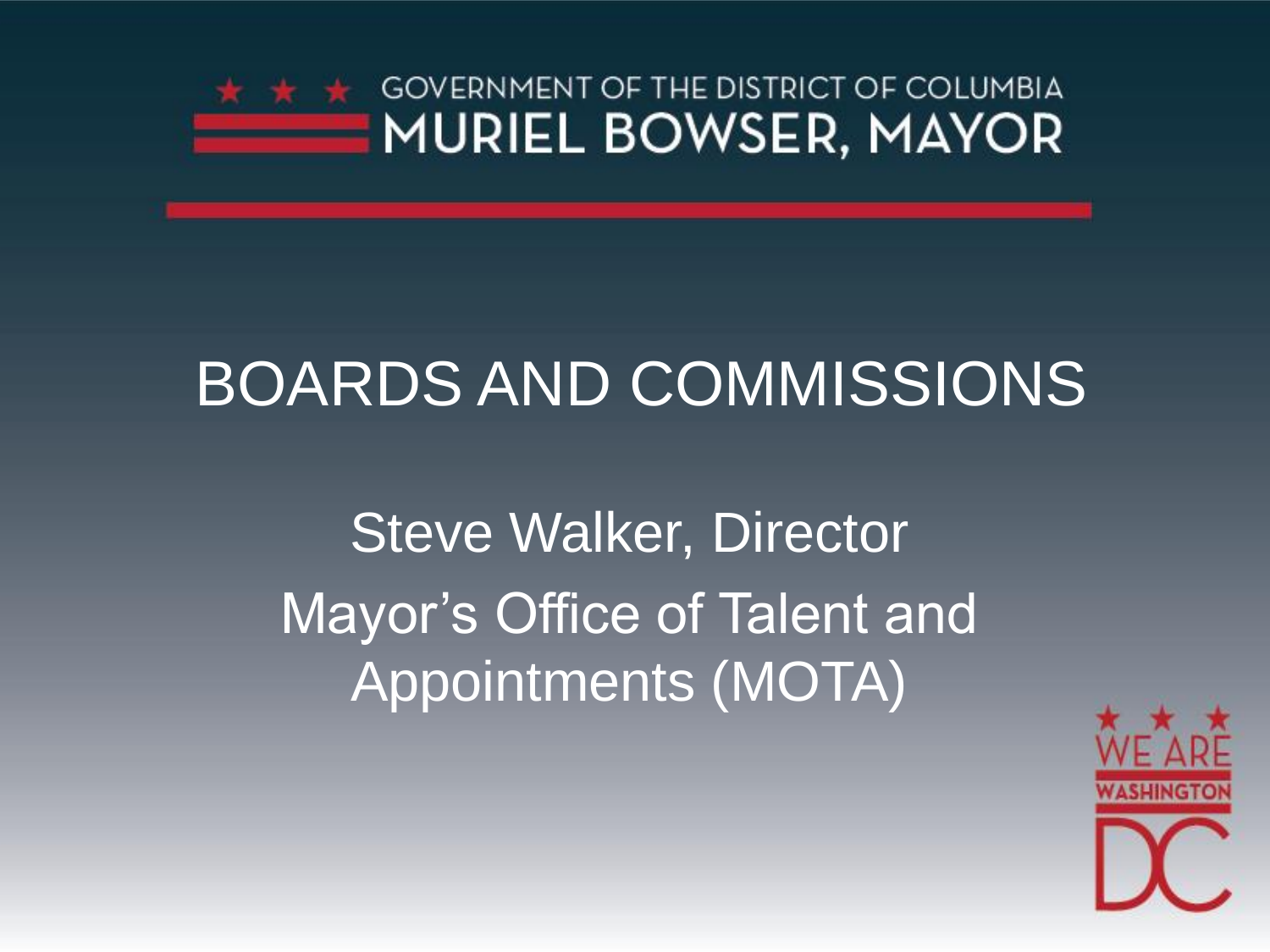GOVERNMENT OF THE DISTRICT OF COLUMBIA
MURIEL BOWSER, MAYOR

# BOARDS AND COMMISSIONS

Steve Walker, Director

Mayor's Office of Talent and Appointments (MOTA)

WE ARE WASHINGTON DC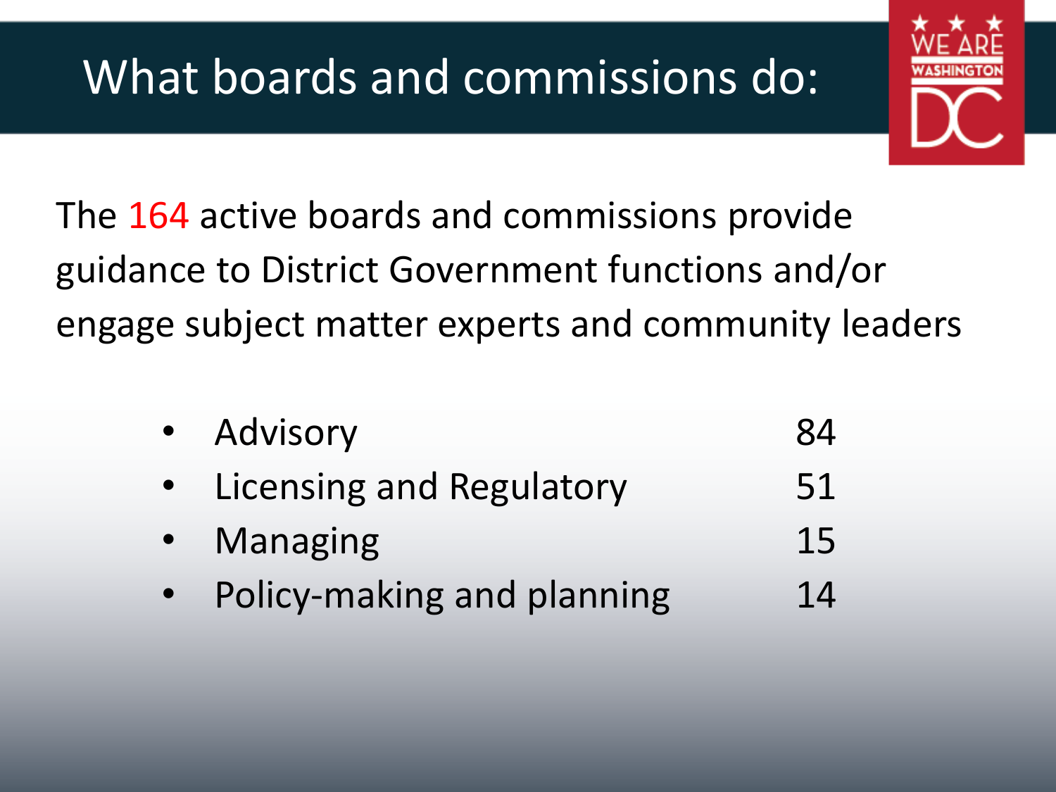# What boards and commissions do:

The 164 active boards and commissions provide guidance to District Government functions and/or engage subject matter experts and community leaders

| | |
|---|---|
| Advisory | 84 |
| Licensing and Regulatory | 51 |
| Managing | 15 |
| Policy-making and planning | 14 |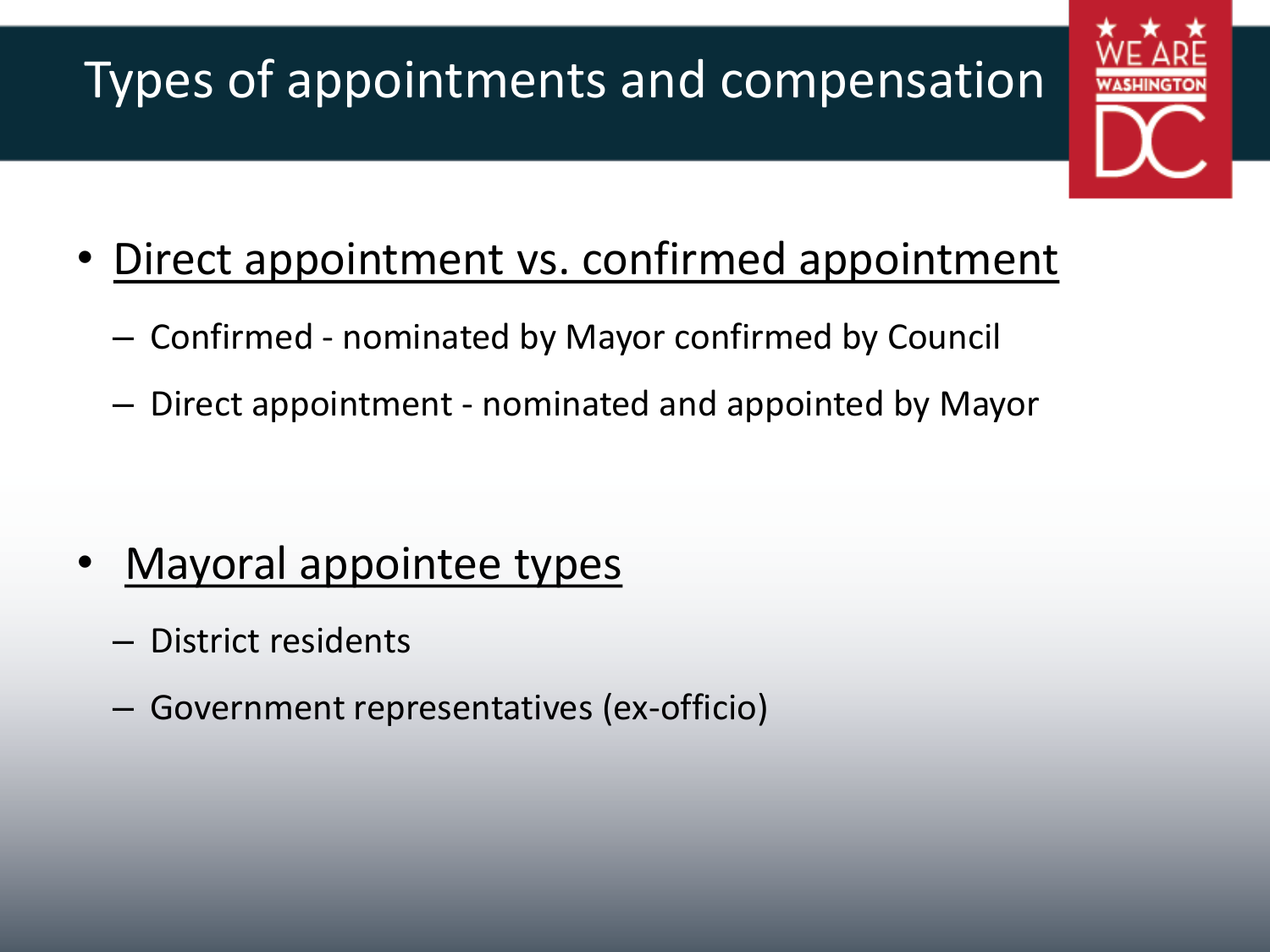# Types of appointments and compensation

- Direct appointment vs. confirmed appointment
  - Confirmed - nominated by Mayor confirmed by Council
  - Direct appointment - nominated and appointed by Mayor

- Mayoral appointee types
  - District residents
  - Government representatives (ex-officio)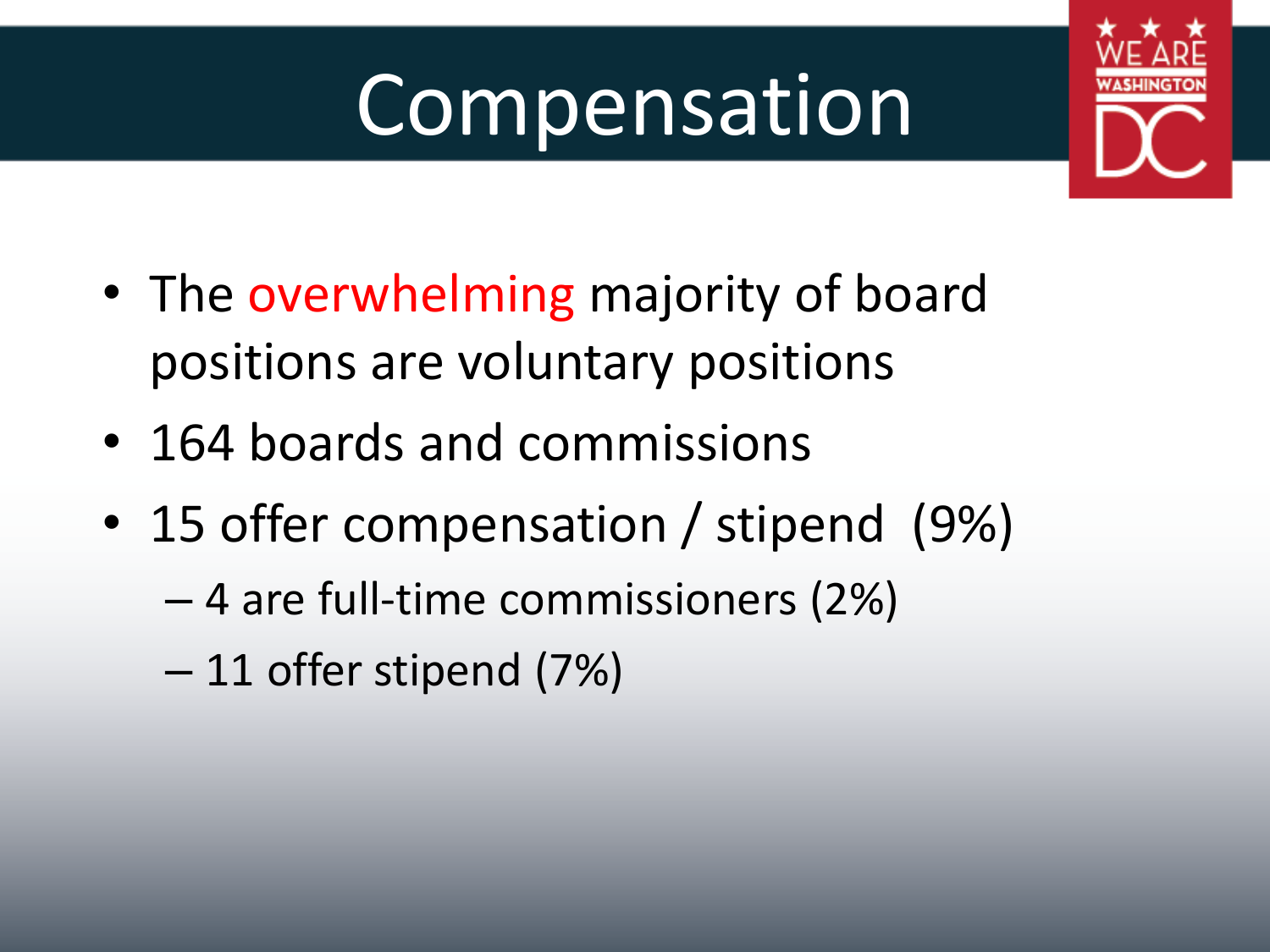# Compensation

- The overwhelming majority of board positions are voluntary positions
- 164 boards and commissions
- 15 offer compensation / stipend (9%)
  - 4 are full-time commissioners (2%)
  - 11 offer stipend (7%)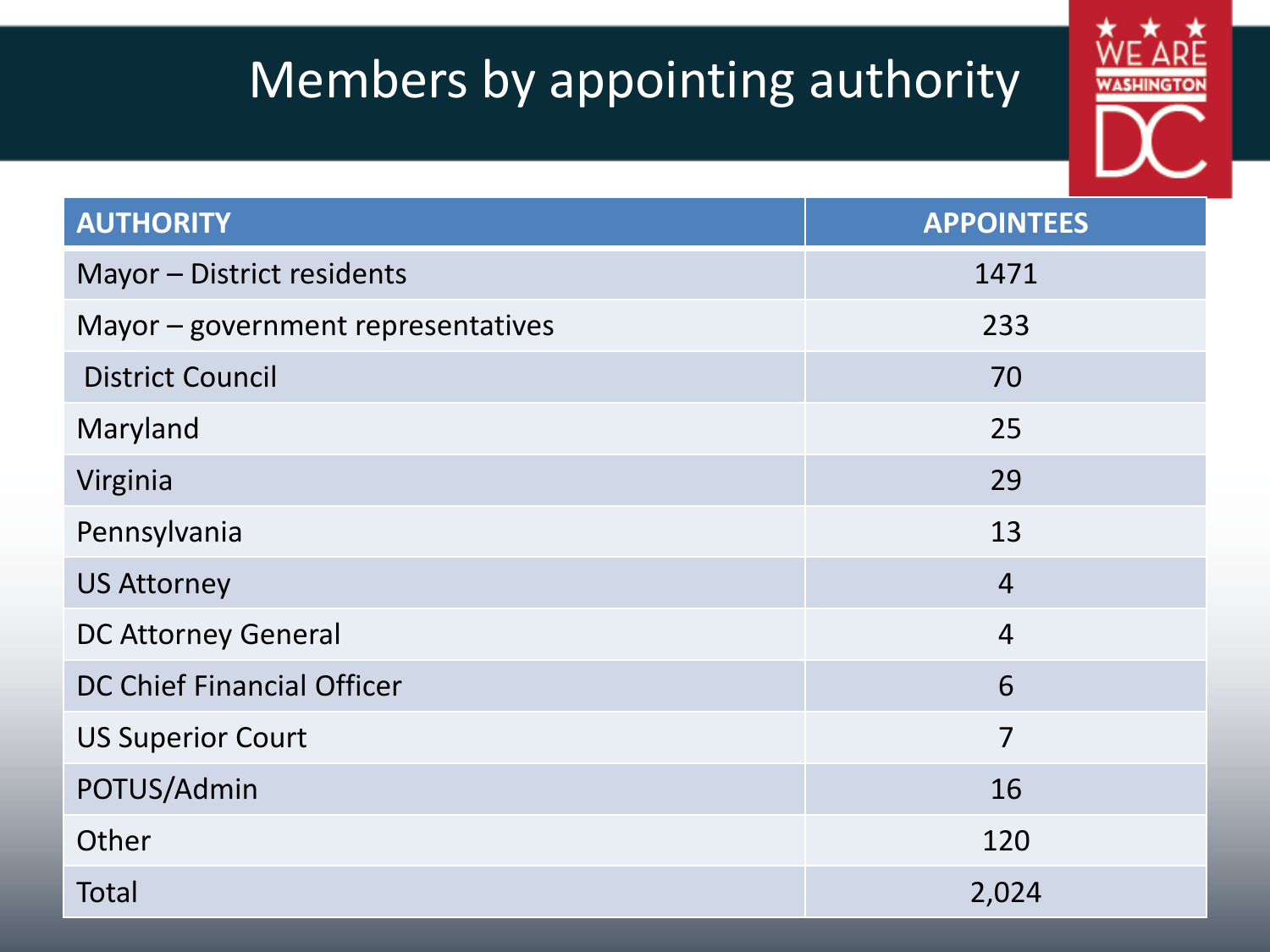# Members by appointing authority

| AUTHORITY | APPOINTEES |
|---|---|
| Mayor – District residents | 1471 |
| Mayor – government representatives | 233 |
| District Council | 70 |
| Maryland | 25 |
| Virginia | 29 |
| Pennsylvania | 13 |
| US Attorney | 4 |
| DC Attorney General | 4 |
| DC Chief Financial Officer | 6 |
| US Superior Court | 7 |
| POTUS/Admin | 16 |
| Other | 120 |
| Total | 2,024 |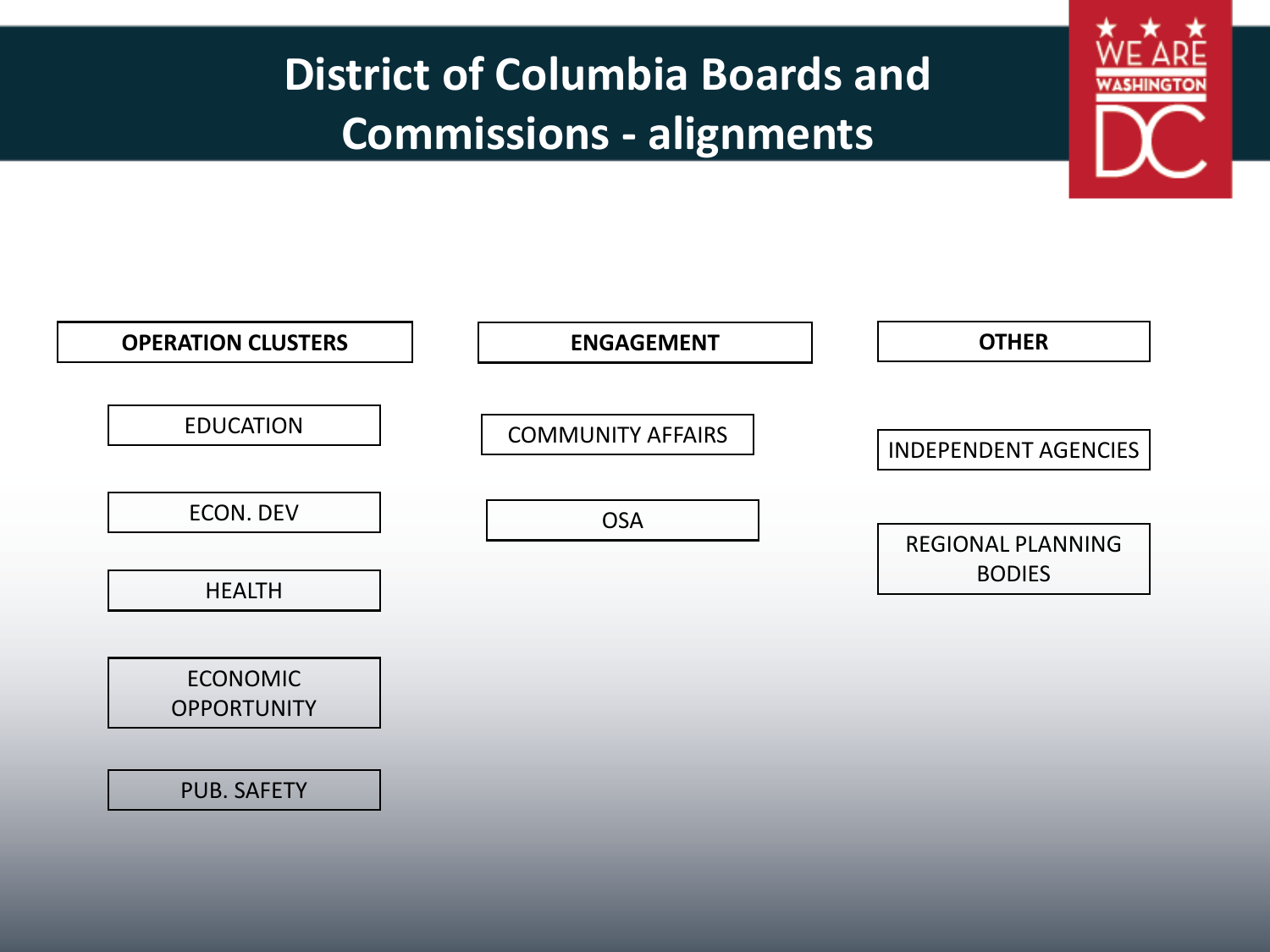# District of Columbia Boards and Commissions - alignments

| OPERATION CLUSTERS | ENGAGEMENT | OTHER |
| --- | --- | --- |
| EDUCATION | COMMUNITY AFFAIRS | INDEPENDENT AGENCIES |
| ECON. DEV | OSA | REGIONAL PLANNING BODIES |
| HEALTH | | |
| ECONOMIC OPPORTUNITY | | |
| PUB. SAFETY | | |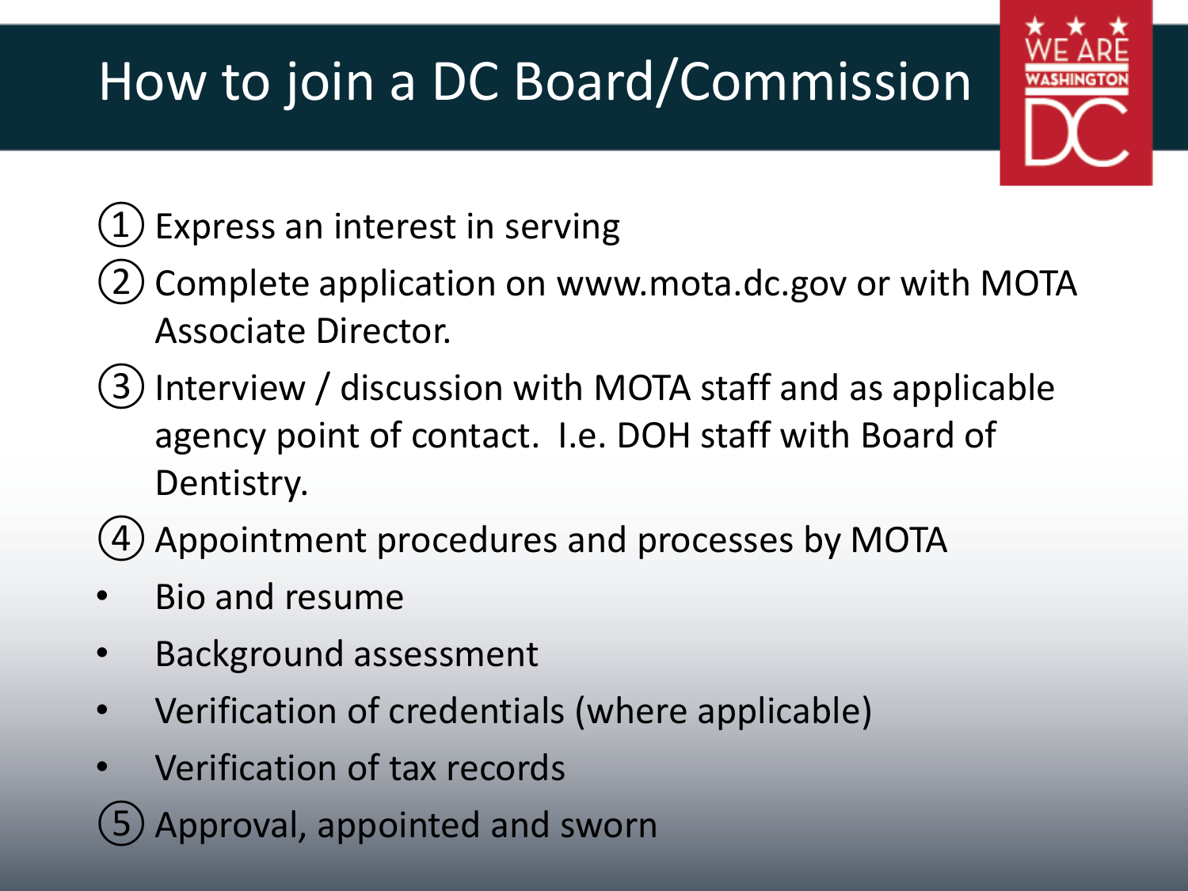# How to join a DC Board/Commission

① Express an interest in serving

② Complete application on www.mota.dc.gov or with MOTA Associate Director.

③ Interview / discussion with MOTA staff and as applicable agency point of contact. I.e. DOH staff with Board of Dentistry.

④ Appointment procedures and processes by MOTA

- Bio and resume
- Background assessment
- Verification of credentials (where applicable)
- Verification of tax records

⑤ Approval, appointed and sworn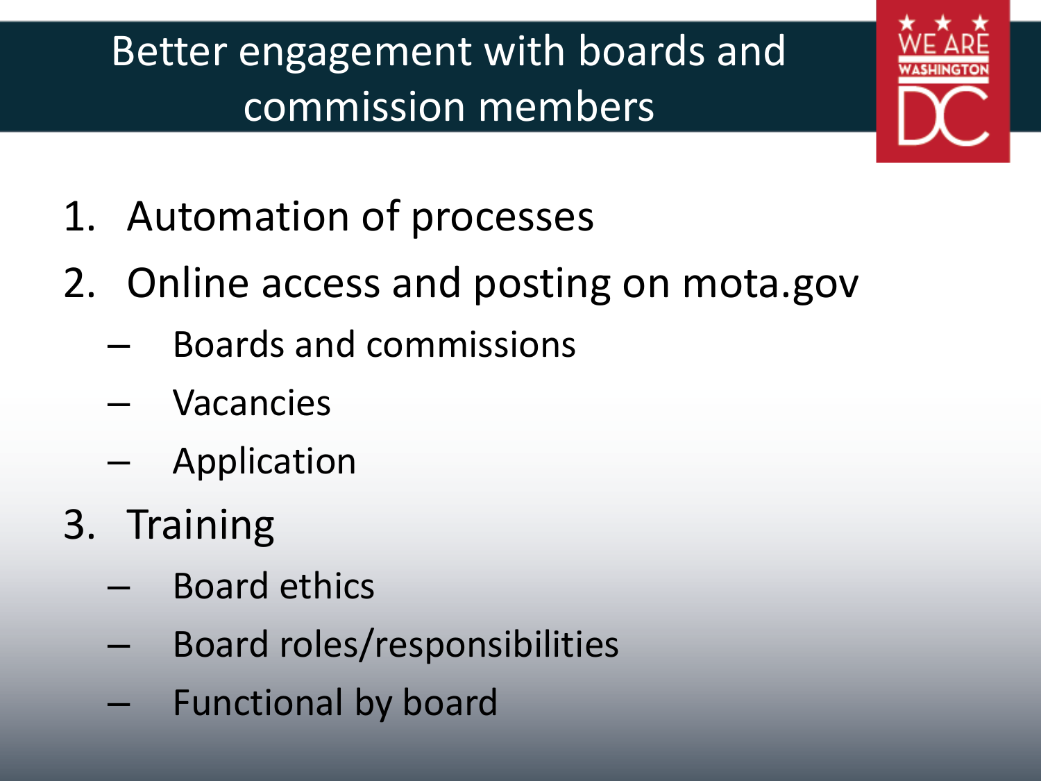# Better engagement with boards and commission members

1. Automation of processes
2. Online access and posting on mota.gov
   - Boards and commissions
   - Vacancies
   - Application
3. Training
   - Board ethics
   - Board roles/responsibilities
   - Functional by board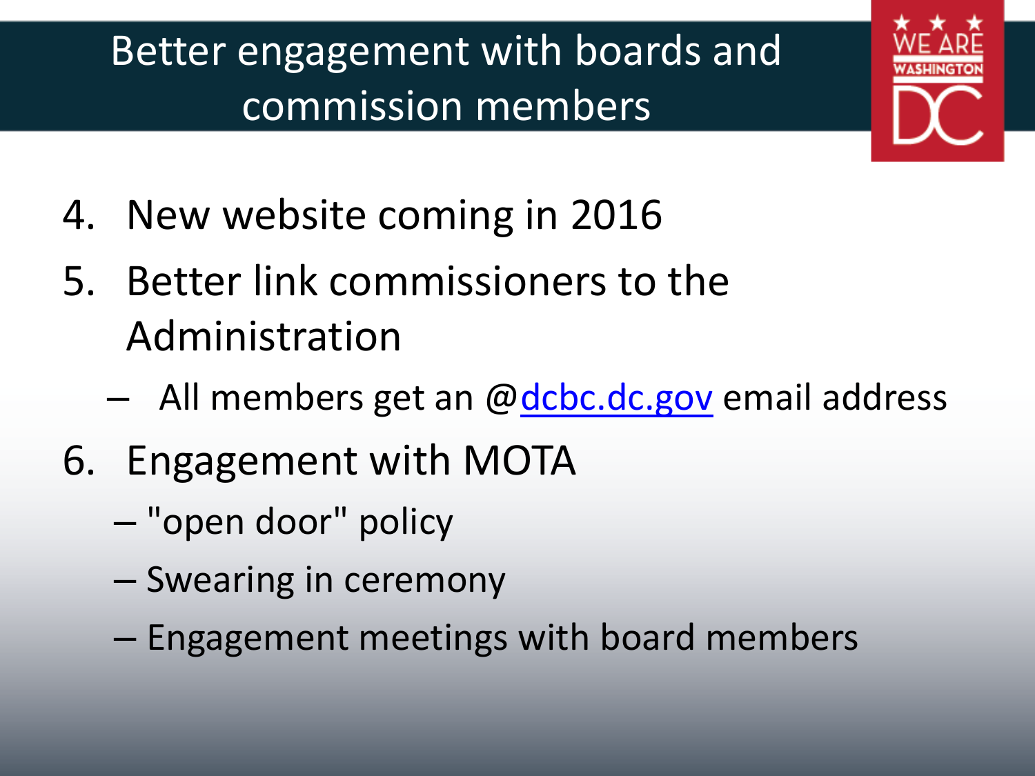# Better engagement with boards and commission members

4. New website coming in 2016
5. Better link commissioners to the Administration
   - All members get an @dcbc.dc.gov email address
6. Engagement with MOTA
   - "open door" policy
   - Swearing in ceremony
   - Engagement meetings with board members